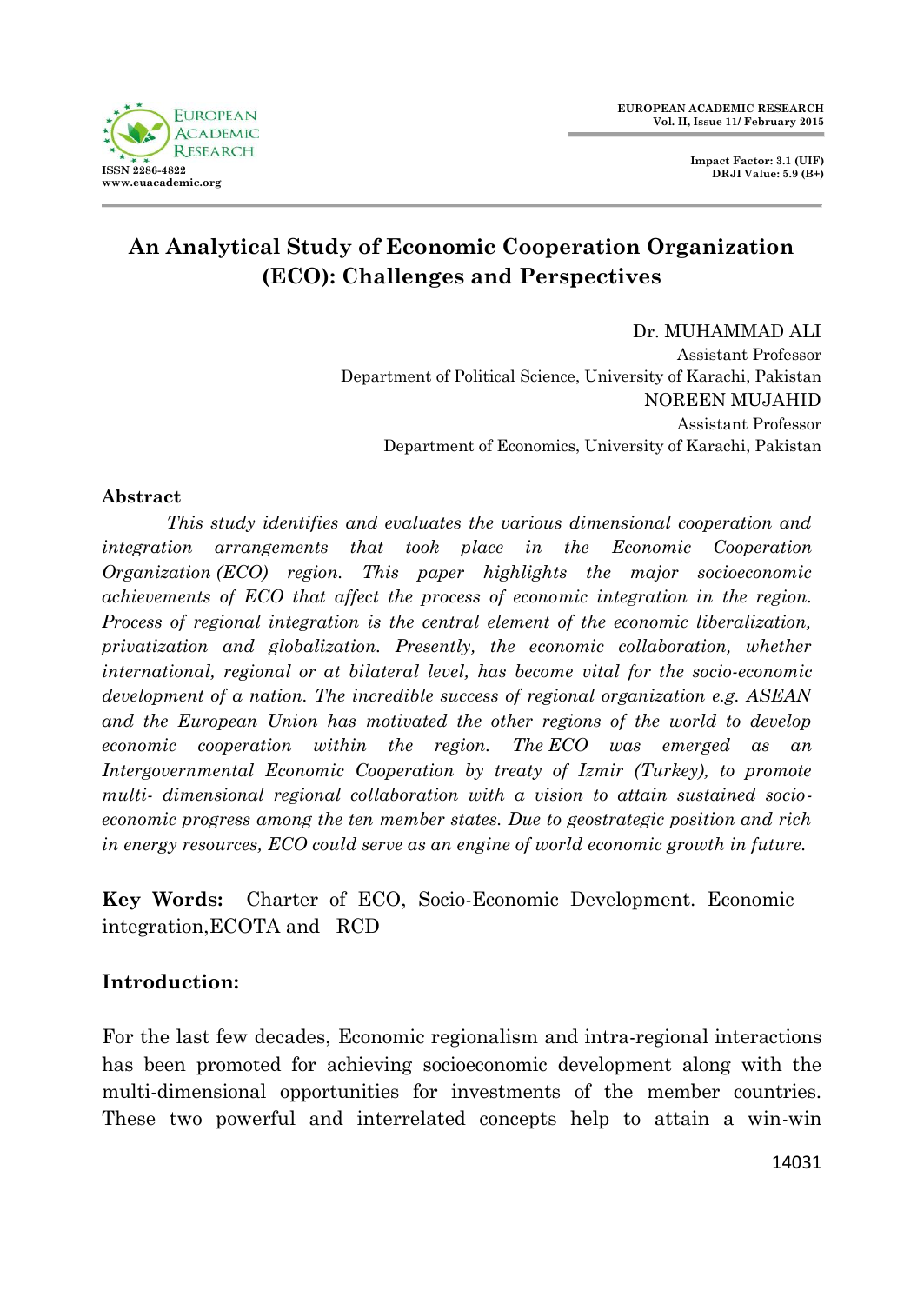# An Analytical Study of Economic Cooperation Organization (ECO): Challenges and Perspectives

Dr. MUHAMMAD ALI
Assistant Professor
Department of Political Science, University of Karachi, Pakistan

NOREEN MUJAHID
Assistant Professor
Department of Economics, University of Karachi, Pakistan

## Abstract

*This study identifies and evaluates the various dimensional cooperation and integration arrangements that took place in the Economic Cooperation Organization (ECO) region. This paper highlights the major socioeconomic achievements of ECO that affect the process of economic integration in the region. Process of regional integration is the central element of the economic liberalization, privatization and globalization. Presently, the economic collaboration, whether international, regional or at bilateral level, has become vital for the socio-economic development of a nation. The incredible success of regional organization e.g. ASEAN and the European Union has motivated the other regions of the world to develop economic cooperation within the region. The ECO was emerged as an Intergovernmental Economic Cooperation by treaty of Izmir (Turkey), to promote multi- dimensional regional collaboration with a vision to attain sustained socio-economic progress among the ten member states. Due to geostrategic position and rich in energy resources, ECO could serve as an engine of world economic growth in future.*

**Key Words:** Charter of ECO, Socio-Economic Development. Economic integration,ECOTA and RCD

## Introduction:

For the last few decades, Economic regionalism and intra-regional interactions has been promoted for achieving socioeconomic development along with the multi-dimensional opportunities for investments of the member countries. These two powerful and interrelated concepts help to attain a win-win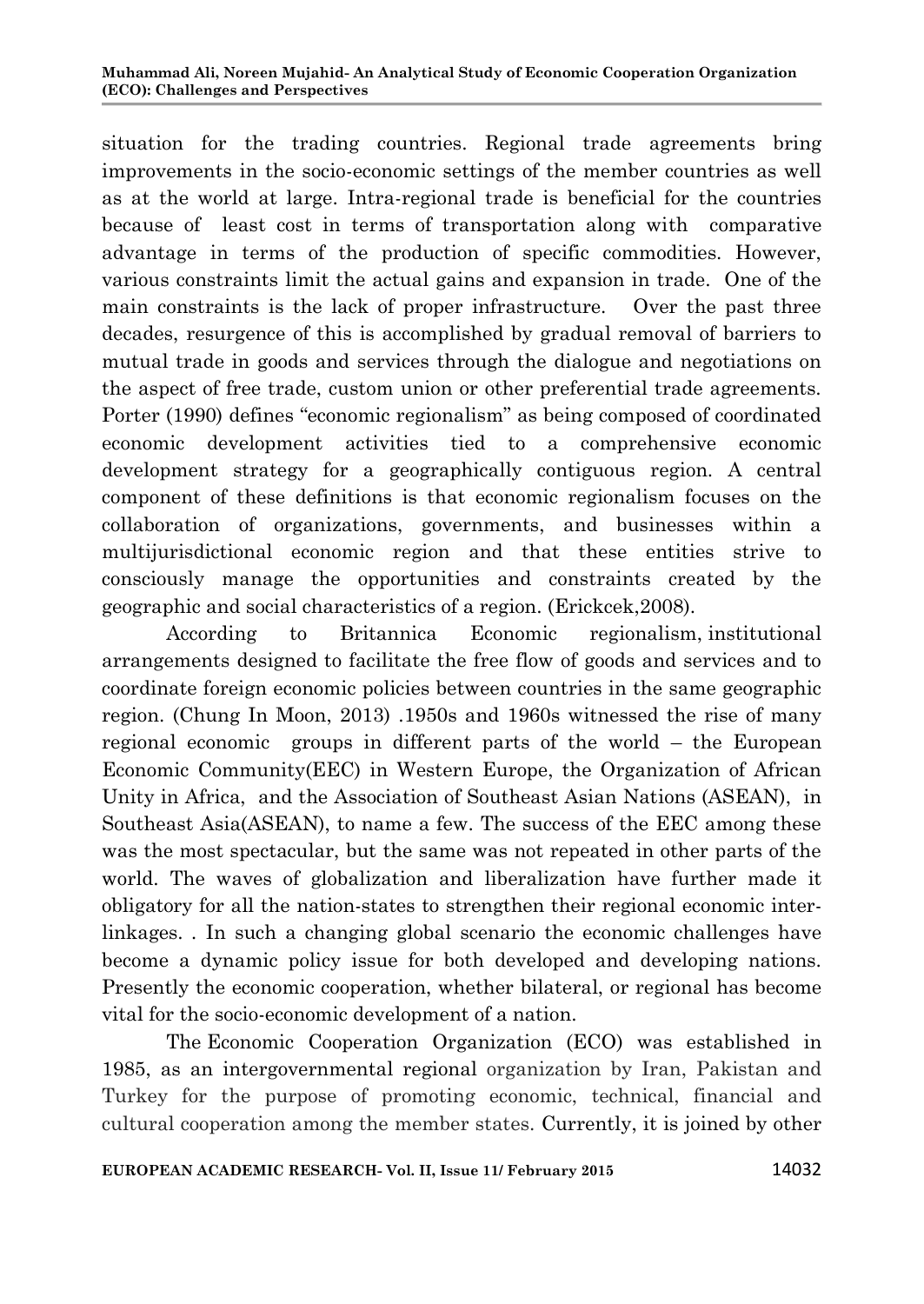situation for the trading countries. Regional trade agreements bring improvements in the socio-economic settings of the member countries as well as at the world at large. Intra-regional trade is beneficial for the countries because of least cost in terms of transportation along with comparative advantage in terms of the production of specific commodities. However, various constraints limit the actual gains and expansion in trade. One of the main constraints is the lack of proper infrastructure. Over the past three decades, resurgence of this is accomplished by gradual removal of barriers to mutual trade in goods and services through the dialogue and negotiations on the aspect of free trade, custom union or other preferential trade agreements. Porter (1990) defines "economic regionalism" as being composed of coordinated economic development activities tied to a comprehensive economic development strategy for a geographically contiguous region. A central component of these definitions is that economic regionalism focuses on the collaboration of organizations, governments, and businesses within a multijurisdictional economic region and that these entities strive to consciously manage the opportunities and constraints created by the geographic and social characteristics of a region. (Erickcek,2008).

According to Britannica Economic regionalism, institutional arrangements designed to facilitate the free flow of goods and services and to coordinate foreign economic policies between countries in the same geographic region. (Chung In Moon, 2013) .1950s and 1960s witnessed the rise of many regional economic groups in different parts of the world – the European Economic Community(EEC) in Western Europe, the Organization of African Unity in Africa, and the Association of Southeast Asian Nations (ASEAN), in Southeast Asia(ASEAN), to name a few. The success of the EEC among these was the most spectacular, but the same was not repeated in other parts of the world. The waves of globalization and liberalization have further made it obligatory for all the nation-states to strengthen their regional economic inter-linkages. . In such a changing global scenario the economic challenges have become a dynamic policy issue for both developed and developing nations. Presently the economic cooperation, whether bilateral, or regional has become vital for the socio-economic development of a nation.

The Economic Cooperation Organization (ECO) was established in 1985, as an intergovernmental regional organization by Iran, Pakistan and Turkey for the purpose of promoting economic, technical, financial and cultural cooperation among the member states. Currently, it is joined by other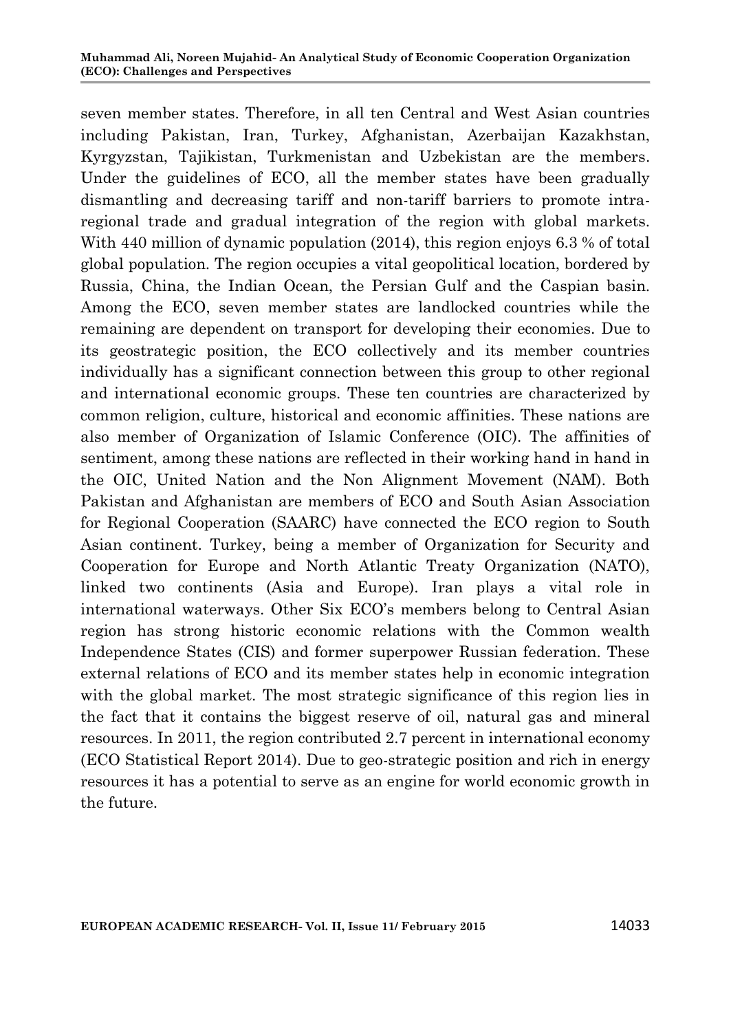seven member states. Therefore, in all ten Central and West Asian countries including Pakistan, Iran, Turkey, Afghanistan, Azerbaijan Kazakhstan, Kyrgyzstan, Tajikistan, Turkmenistan and Uzbekistan are the members. Under the guidelines of ECO, all the member states have been gradually dismantling and decreasing tariff and non-tariff barriers to promote intra-regional trade and gradual integration of the region with global markets. With 440 million of dynamic population (2014), this region enjoys 6.3 % of total global population. The region occupies a vital geopolitical location, bordered by Russia, China, the Indian Ocean, the Persian Gulf and the Caspian basin. Among the ECO, seven member states are landlocked countries while the remaining are dependent on transport for developing their economies. Due to its geostrategic position, the ECO collectively and its member countries individually has a significant connection between this group to other regional and international economic groups. These ten countries are characterized by common religion, culture, historical and economic affinities. These nations are also member of Organization of Islamic Conference (OIC). The affinities of sentiment, among these nations are reflected in their working hand in hand in the OIC, United Nation and the Non Alignment Movement (NAM). Both Pakistan and Afghanistan are members of ECO and South Asian Association for Regional Cooperation (SAARC) have connected the ECO region to South Asian continent. Turkey, being a member of Organization for Security and Cooperation for Europe and North Atlantic Treaty Organization (NATO), linked two continents (Asia and Europe). Iran plays a vital role in international waterways. Other Six ECO's members belong to Central Asian region has strong historic economic relations with the Common wealth Independence States (CIS) and former superpower Russian federation. These external relations of ECO and its member states help in economic integration with the global market. The most strategic significance of this region lies in the fact that it contains the biggest reserve of oil, natural gas and mineral resources. In 2011, the region contributed 2.7 percent in international economy (ECO Statistical Report 2014). Due to geo-strategic position and rich in energy resources it has a potential to serve as an engine for world economic growth in the future.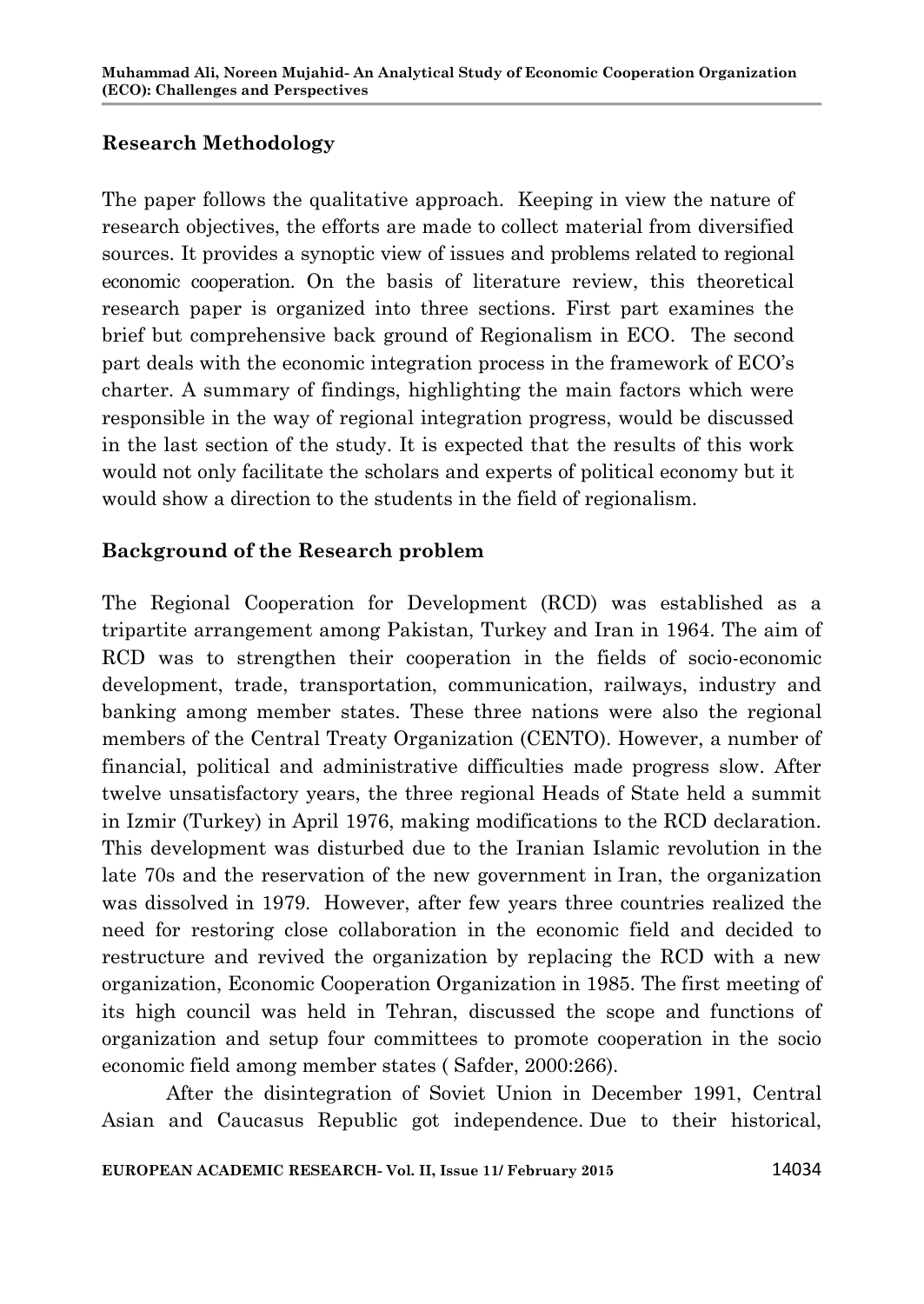## Research Methodology

The paper follows the qualitative approach. Keeping in view the nature of research objectives, the efforts are made to collect material from diversified sources. It provides a synoptic view of issues and problems related to regional economic cooperation. On the basis of literature review, this theoretical research paper is organized into three sections. First part examines the brief but comprehensive back ground of Regionalism in ECO. The second part deals with the economic integration process in the framework of ECO's charter. A summary of findings, highlighting the main factors which were responsible in the way of regional integration progress, would be discussed in the last section of the study. It is expected that the results of this work would not only facilitate the scholars and experts of political economy but it would show a direction to the students in the field of regionalism.

## Background of the Research problem

The Regional Cooperation for Development (RCD) was established as a tripartite arrangement among Pakistan, Turkey and Iran in 1964. The aim of RCD was to strengthen their cooperation in the fields of socio-economic development, trade, transportation, communication, railways, industry and banking among member states. These three nations were also the regional members of the Central Treaty Organization (CENTO). However, a number of financial, political and administrative difficulties made progress slow. After twelve unsatisfactory years, the three regional Heads of State held a summit in Izmir (Turkey) in April 1976, making modifications to the RCD declaration. This development was disturbed due to the Iranian Islamic revolution in the late 70s and the reservation of the new government in Iran, the organization was dissolved in 1979. However, after few years three countries realized the need for restoring close collaboration in the economic field and decided to restructure and revived the organization by replacing the RCD with a new organization, Economic Cooperation Organization in 1985. The first meeting of its high council was held in Tehran, discussed the scope and functions of organization and setup four committees to promote cooperation in the socio economic field among member states ( Safder, 2000:266).

After the disintegration of Soviet Union in December 1991, Central Asian and Caucasus Republic got independence. Due to their historical,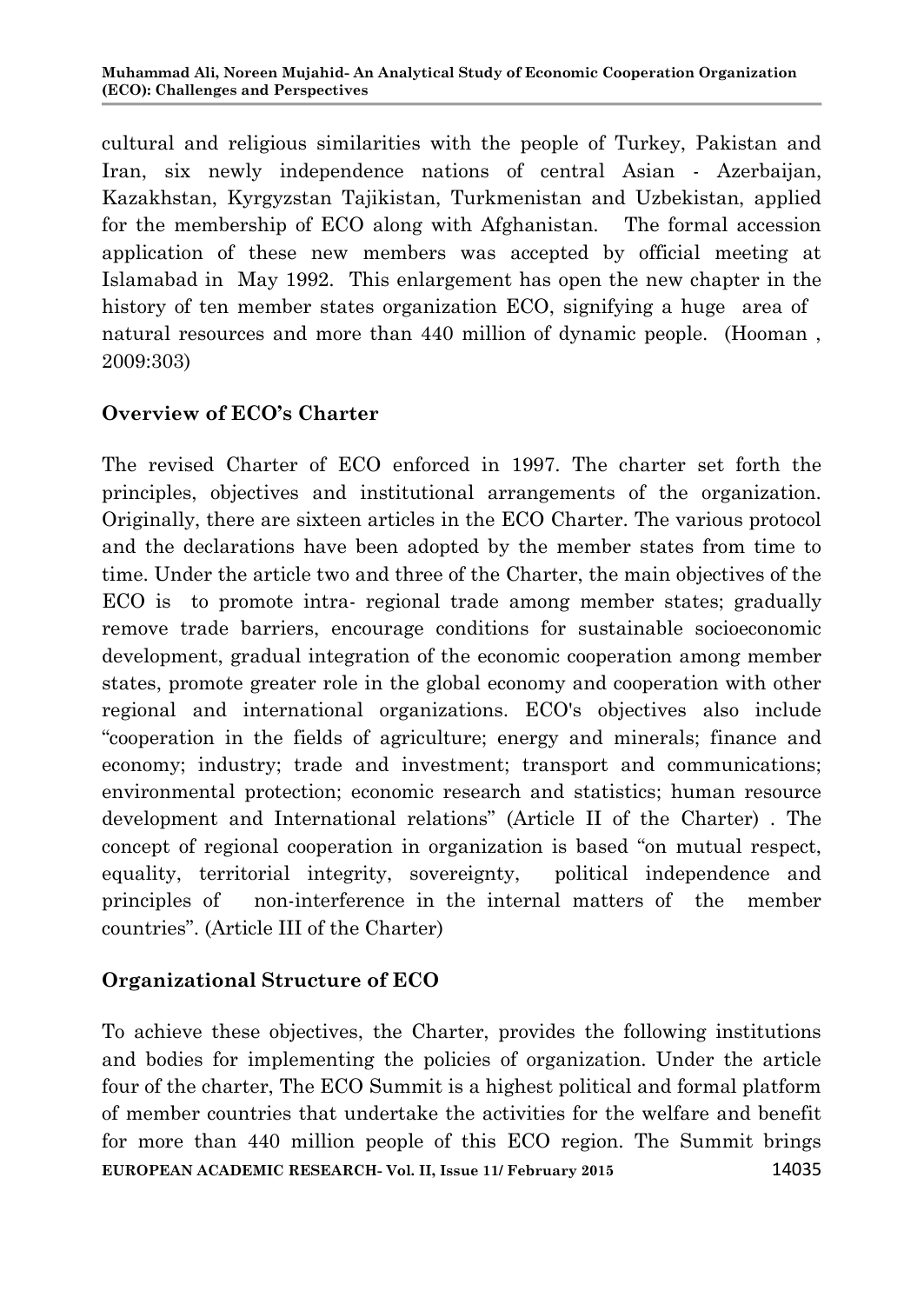cultural and religious similarities with the people of Turkey, Pakistan and Iran, six newly independence nations of central Asian - Azerbaijan, Kazakhstan, Kyrgyzstan Tajikistan, Turkmenistan and Uzbekistan, applied for the membership of ECO along with Afghanistan. The formal accession application of these new members was accepted by official meeting at Islamabad in May 1992. This enlargement has open the new chapter in the history of ten member states organization ECO, signifying a huge area of natural resources and more than 440 million of dynamic people. (Hooman , 2009:303)

## Overview of ECO's Charter

The revised Charter of ECO enforced in 1997. The charter set forth the principles, objectives and institutional arrangements of the organization. Originally, there are sixteen articles in the ECO Charter. The various protocol and the declarations have been adopted by the member states from time to time. Under the article two and three of the Charter, the main objectives of the ECO is to promote intra- regional trade among member states; gradually remove trade barriers, encourage conditions for sustainable socioeconomic development, gradual integration of the economic cooperation among member states, promote greater role in the global economy and cooperation with other regional and international organizations. ECO's objectives also include "cooperation in the fields of agriculture; energy and minerals; finance and economy; industry; trade and investment; transport and communications; environmental protection; economic research and statistics; human resource development and International relations" (Article II of the Charter) . The concept of regional cooperation in organization is based "on mutual respect, equality, territorial integrity, sovereignty, political independence and principles of non-interference in the internal matters of the member countries". (Article III of the Charter)

## Organizational Structure of ECO

To achieve these objectives, the Charter, provides the following institutions and bodies for implementing the policies of organization. Under the article four of the charter, The ECO Summit is a highest political and formal platform of member countries that undertake the activities for the welfare and benefit for more than 440 million people of this ECO region. The Summit brings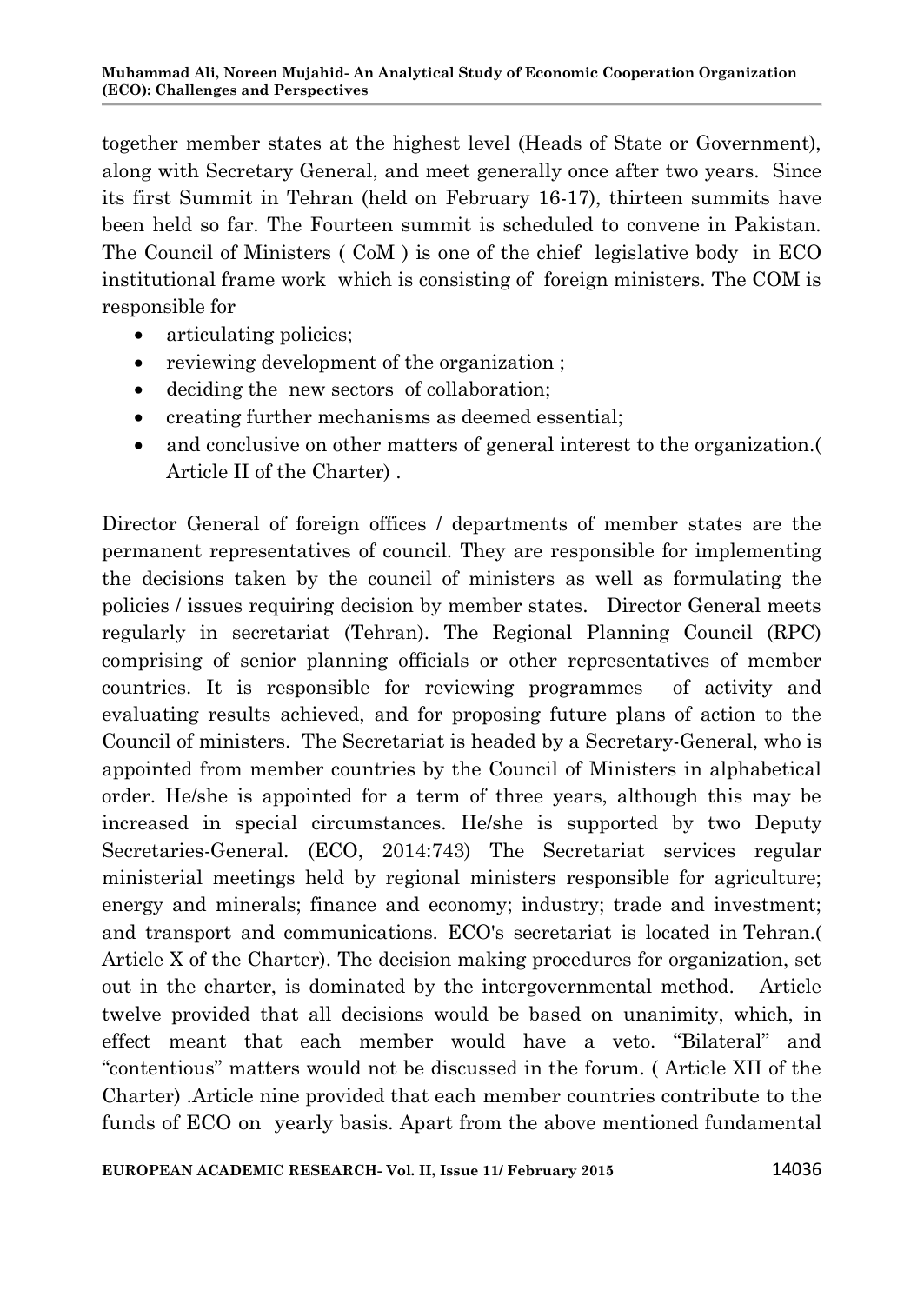together member states at the highest level (Heads of State or Government), along with Secretary General, and meet generally once after two years. Since its first Summit in Tehran (held on February 16-17), thirteen summits have been held so far. The Fourteen summit is scheduled to convene in Pakistan. The Council of Ministers ( CoM ) is one of the chief legislative body in ECO institutional frame work which is consisting of foreign ministers. The COM is responsible for

- articulating policies;
- reviewing development of the organization ;
- deciding the new sectors of collaboration;
- creating further mechanisms as deemed essential;
- and conclusive on other matters of general interest to the organization.( Article II of the Charter) .

Director General of foreign offices / departments of member states are the permanent representatives of council. They are responsible for implementing the decisions taken by the council of ministers as well as formulating the policies / issues requiring decision by member states. Director General meets regularly in secretariat (Tehran). The Regional Planning Council (RPC) comprising of senior planning officials or other representatives of member countries. It is responsible for reviewing programmes of activity and evaluating results achieved, and for proposing future plans of action to the Council of ministers. The Secretariat is headed by a Secretary-General, who is appointed from member countries by the Council of Ministers in alphabetical order. He/she is appointed for a term of three years, although this may be increased in special circumstances. He/she is supported by two Deputy Secretaries-General. (ECO, 2014:743) The Secretariat services regular ministerial meetings held by regional ministers responsible for agriculture; energy and minerals; finance and economy; industry; trade and investment; and transport and communications. ECO's secretariat is located in Tehran.( Article X of the Charter). The decision making procedures for organization, set out in the charter, is dominated by the intergovernmental method. Article twelve provided that all decisions would be based on unanimity, which, in effect meant that each member would have a veto. “Bilateral” and “contentious” matters would not be discussed in the forum. ( Article XII of the Charter) .Article nine provided that each member countries contribute to the funds of ECO on yearly basis. Apart from the above mentioned fundamental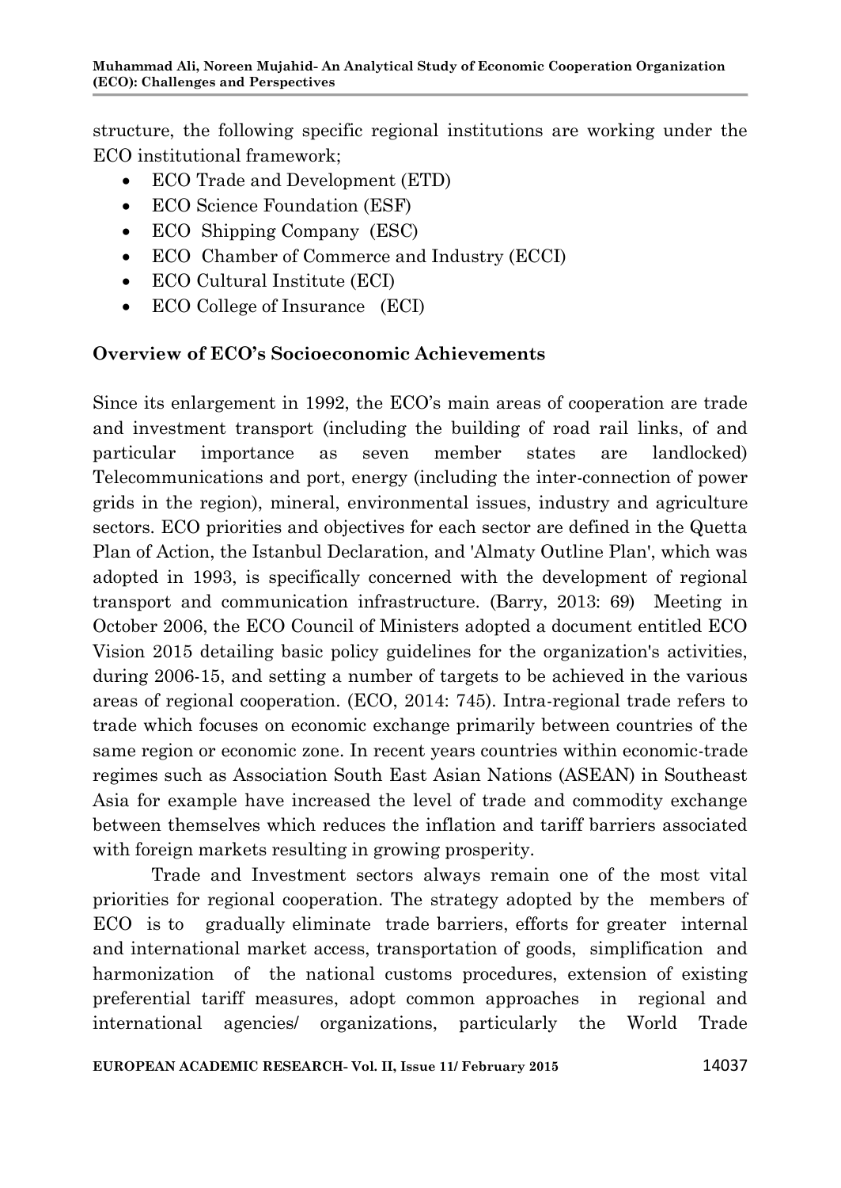structure, the following specific regional institutions are working under the ECO institutional framework;

- ECO Trade and Development (ETD)
- ECO Science Foundation (ESF)
- ECO Shipping Company (ESC)
- ECO Chamber of Commerce and Industry (ECCI)
- ECO Cultural Institute (ECI)
- ECO College of Insurance (ECI)

## Overview of ECO's Socioeconomic Achievements

Since its enlargement in 1992, the ECO's main areas of cooperation are trade and investment transport (including the building of road rail links, of and particular importance as seven member states are landlocked) Telecommunications and port, energy (including the inter-connection of power grids in the region), mineral, environmental issues, industry and agriculture sectors. ECO priorities and objectives for each sector are defined in the Quetta Plan of Action, the Istanbul Declaration, and 'Almaty Outline Plan', which was adopted in 1993, is specifically concerned with the development of regional transport and communication infrastructure. (Barry, 2013: 69) Meeting in October 2006, the ECO Council of Ministers adopted a document entitled ECO Vision 2015 detailing basic policy guidelines for the organization's activities, during 2006-15, and setting a number of targets to be achieved in the various areas of regional cooperation. (ECO, 2014: 745). Intra-regional trade refers to trade which focuses on economic exchange primarily between countries of the same region or economic zone. In recent years countries within economic-trade regimes such as Association South East Asian Nations (ASEAN) in Southeast Asia for example have increased the level of trade and commodity exchange between themselves which reduces the inflation and tariff barriers associated with foreign markets resulting in growing prosperity.

Trade and Investment sectors always remain one of the most vital priorities for regional cooperation. The strategy adopted by the members of ECO is to gradually eliminate trade barriers, efforts for greater internal and international market access, transportation of goods, simplification and harmonization of the national customs procedures, extension of existing preferential tariff measures, adopt common approaches in regional and international agencies/ organizations, particularly the World Trade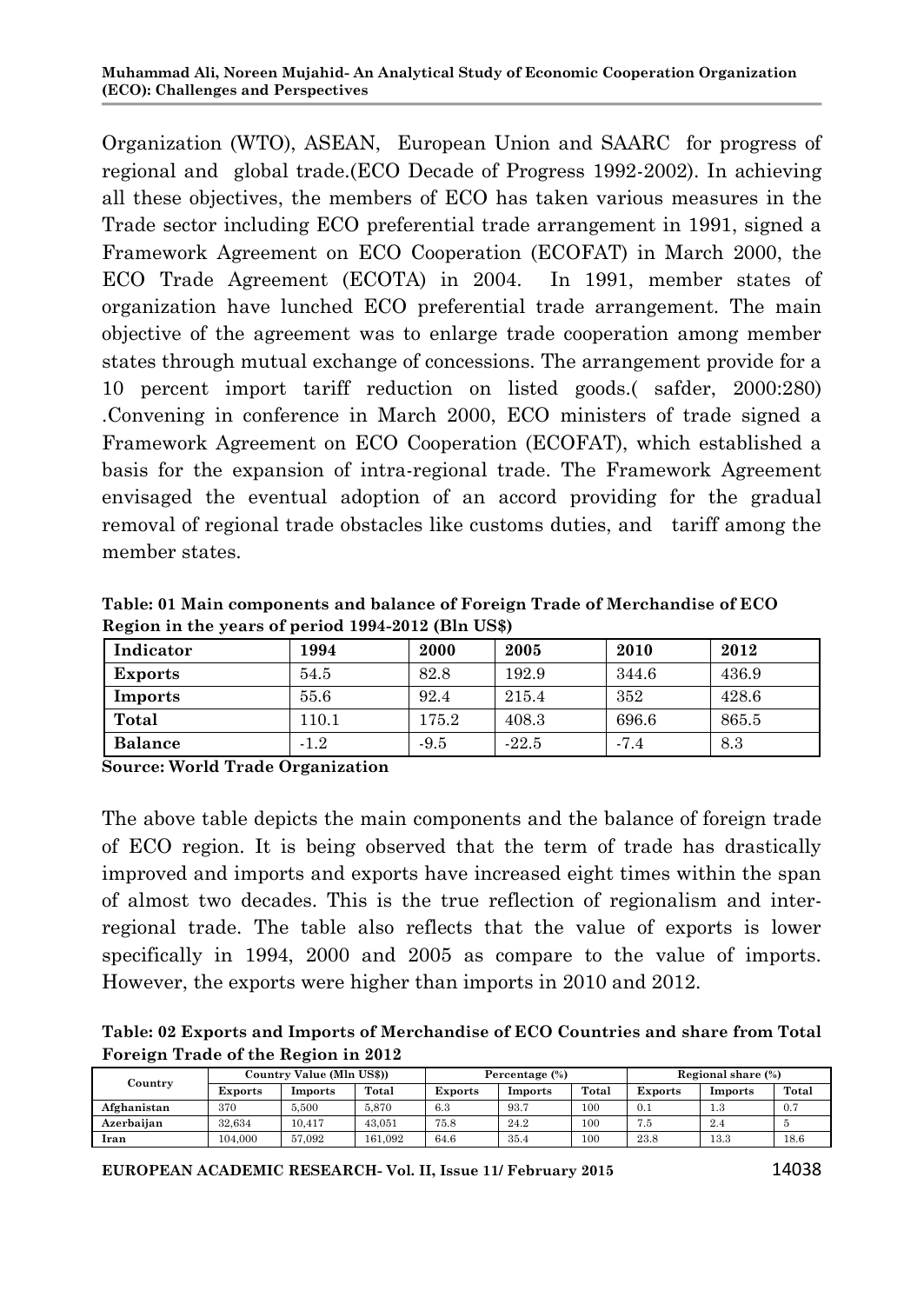Organization (WTO), ASEAN, European Union and SAARC for progress of regional and global trade.(ECO Decade of Progress 1992-2002). In achieving all these objectives, the members of ECO has taken various measures in the Trade sector including ECO preferential trade arrangement in 1991, signed a Framework Agreement on ECO Cooperation (ECOFAT) in March 2000, the ECO Trade Agreement (ECOTA) in 2004. In 1991, member states of organization have lunched ECO preferential trade arrangement. The main objective of the agreement was to enlarge trade cooperation among member states through mutual exchange of concessions. The arrangement provide for a 10 percent import tariff reduction on listed goods.( safder, 2000:280) .Convening in conference in March 2000, ECO ministers of trade signed a Framework Agreement on ECO Cooperation (ECOFAT), which established a basis for the expansion of intra-regional trade. The Framework Agreement envisaged the eventual adoption of an accord providing for the gradual removal of regional trade obstacles like customs duties, and tariff among the member states.

**Table: 01 Main components and balance of Foreign Trade of Merchandise of ECO Region in the years of period 1994-2012 (Bln US$)**

| Indicator | 1994 | 2000 | 2005 | 2010 | 2012 |
|---|---|---|---|---|---|
| **Exports** | 54.5 | 82.8 | 192.9 | 344.6 | 436.9 |
| **Imports** | 55.6 | 92.4 | 215.4 | 352 | 428.6 |
| **Total** | 110.1 | 175.2 | 408.3 | 696.6 | 865.5 |
| **Balance** | -1.2 | -9.5 | -22.5 | -7.4 | 8.3 |

**Source: World Trade Organization**

The above table depicts the main components and the balance of foreign trade of ECO region. It is being observed that the term of trade has drastically improved and imports and exports have increased eight times within the span of almost two decades. This is the true reflection of regionalism and inter-regional trade. The table also reflects that the value of exports is lower specifically in 1994, 2000 and 2005 as compare to the value of imports. However, the exports were higher than imports in 2010 and 2012.

**Table: 02 Exports and Imports of Merchandise of ECO Countries and share from Total Foreign Trade of the Region in 2012**

| Country | Country Value (Mln US$)) | | | Percentage (%) | | | Regional share (%) | | |
|---|---|---|---|---|---|---|---|---|---|
| | Exports | Imports | Total | Exports | Imports | Total | Exports | Imports | Total |
| **Afghanistan** | 370 | 5,500 | 5,870 | 6.3 | 93.7 | 100 | 0.1 | 1.3 | 0.7 |
| **Azerbaijan** | 32,634 | 10,417 | 43,051 | 75.8 | 24.2 | 100 | 7.5 | 2.4 | 5 |
| **Iran** | 104,000 | 57,092 | 161,092 | 64.6 | 35.4 | 100 | 23.8 | 13.3 | 18.6 |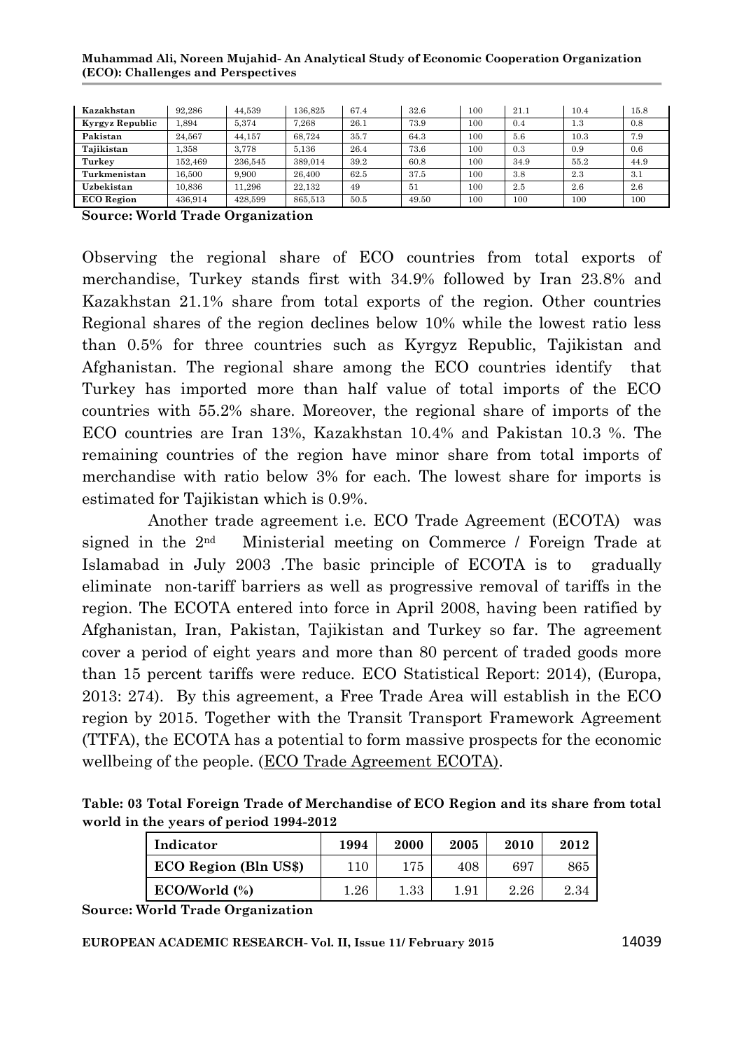| Kazakhstan | 92,286 | 44,539 | 136,825 | 67.4 | 32.6 | 100 | 21.1 | 10.4 | 15.8 |
|---|---|---|---|---|---|---|---|---|---|
| Kyrgyz Republic | 1,894 | 5,374 | 7,268 | 26.1 | 73.9 | 100 | 0.4 | 1.3 | 0.8 |
| Pakistan | 24,567 | 44,157 | 68,724 | 35.7 | 64.3 | 100 | 5.6 | 10.3 | 7.9 |
| Tajikistan | 1,358 | 3,778 | 5,136 | 26.4 | 73.6 | 100 | 0.3 | 0.9 | 0.6 |
| Turkey | 152,469 | 236,545 | 389,014 | 39.2 | 60.8 | 100 | 34.9 | 55.2 | 44.9 |
| Turkmenistan | 16,500 | 9,900 | 26,400 | 62.5 | 37.5 | 100 | 3.8 | 2.3 | 3.1 |
| Uzbekistan | 10,836 | 11,296 | 22,132 | 49 | 51 | 100 | 2.5 | 2.6 | 2.6 |
| ECO Region | 436,914 | 428,599 | 865,513 | 50.5 | 49.50 | 100 | 100 | 100 | 100 |

**Source: World Trade Organization**

Observing the regional share of ECO countries from total exports of merchandise, Turkey stands first with 34.9% followed by Iran 23.8% and Kazakhstan 21.1% share from total exports of the region. Other countries Regional shares of the region declines below 10% while the lowest ratio less than 0.5% for three countries such as Kyrgyz Republic, Tajikistan and Afghanistan. The regional share among the ECO countries identify that Turkey has imported more than half value of total imports of the ECO countries with 55.2% share. Moreover, the regional share of imports of the ECO countries are Iran 13%, Kazakhstan 10.4% and Pakistan 10.3 %. The remaining countries of the region have minor share from total imports of merchandise with ratio below 3% for each. The lowest share for imports is estimated for Tajikistan which is 0.9%.

Another trade agreement i.e. ECO Trade Agreement (ECOTA) was signed in the 2nd Ministerial meeting on Commerce / Foreign Trade at Islamabad in July 2003 .The basic principle of ECOTA is to gradually eliminate non-tariff barriers as well as progressive removal of tariffs in the region. The ECOTA entered into force in April 2008, having been ratified by Afghanistan, Iran, Pakistan, Tajikistan and Turkey so far. The agreement cover a period of eight years and more than 80 percent of traded goods more than 15 percent tariffs were reduce. ECO Statistical Report: 2014), (Europa, 2013: 274). By this agreement, a Free Trade Area will establish in the ECO region by 2015. Together with the Transit Transport Framework Agreement (TTFA), the ECOTA has a potential to form massive prospects for the economic wellbeing of the people. (ECO Trade Agreement ECOTA).

**Table: 03 Total Foreign Trade of Merchandise of ECO Region and its share from total world in the years of period 1994-2012**

| Indicator | 1994 | 2000 | 2005 | 2010 | 2012 |
|---|---|---|---|---|---|
| ECO Region (Bln US$) | 110 | 175 | 408 | 697 | 865 |
| ECO/World (%) | 1.26 | 1.33 | 1.91 | 2.26 | 2.34 |

**Source: World Trade Organization**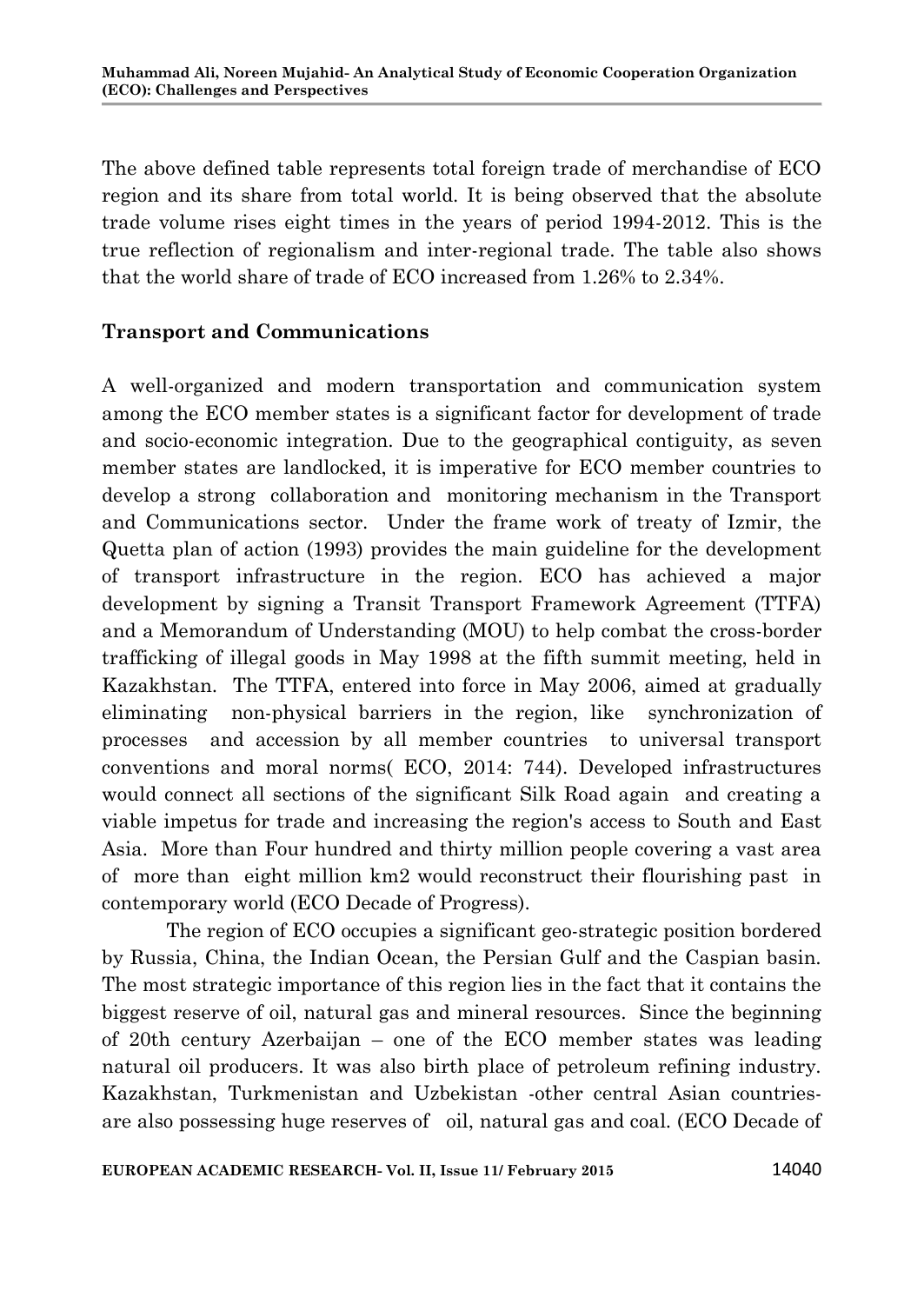The above defined table represents total foreign trade of merchandise of ECO region and its share from total world. It is being observed that the absolute trade volume rises eight times in the years of period 1994-2012. This is the true reflection of regionalism and inter-regional trade. The table also shows that the world share of trade of ECO increased from 1.26% to 2.34%.

## Transport and Communications

A well-organized and modern transportation and communication system among the ECO member states is a significant factor for development of trade and socio-economic integration. Due to the geographical contiguity, as seven member states are landlocked, it is imperative for ECO member countries to develop a strong collaboration and monitoring mechanism in the Transport and Communications sector. Under the frame work of treaty of Izmir, the Quetta plan of action (1993) provides the main guideline for the development of transport infrastructure in the region. ECO has achieved a major development by signing a Transit Transport Framework Agreement (TTFA) and a Memorandum of Understanding (MOU) to help combat the cross-border trafficking of illegal goods in May 1998 at the fifth summit meeting, held in Kazakhstan. The TTFA, entered into force in May 2006, aimed at gradually eliminating non-physical barriers in the region, like synchronization of processes and accession by all member countries to universal transport conventions and moral norms( ECO, 2014: 744). Developed infrastructures would connect all sections of the significant Silk Road again and creating a viable impetus for trade and increasing the region's access to South and East Asia. More than Four hundred and thirty million people covering a vast area of more than eight million km2 would reconstruct their flourishing past in contemporary world (ECO Decade of Progress).

The region of ECO occupies a significant geo-strategic position bordered by Russia, China, the Indian Ocean, the Persian Gulf and the Caspian basin. The most strategic importance of this region lies in the fact that it contains the biggest reserve of oil, natural gas and mineral resources. Since the beginning of 20th century Azerbaijan – one of the ECO member states was leading natural oil producers. It was also birth place of petroleum refining industry. Kazakhstan, Turkmenistan and Uzbekistan -other central Asian countries- are also possessing huge reserves of oil, natural gas and coal. (ECO Decade of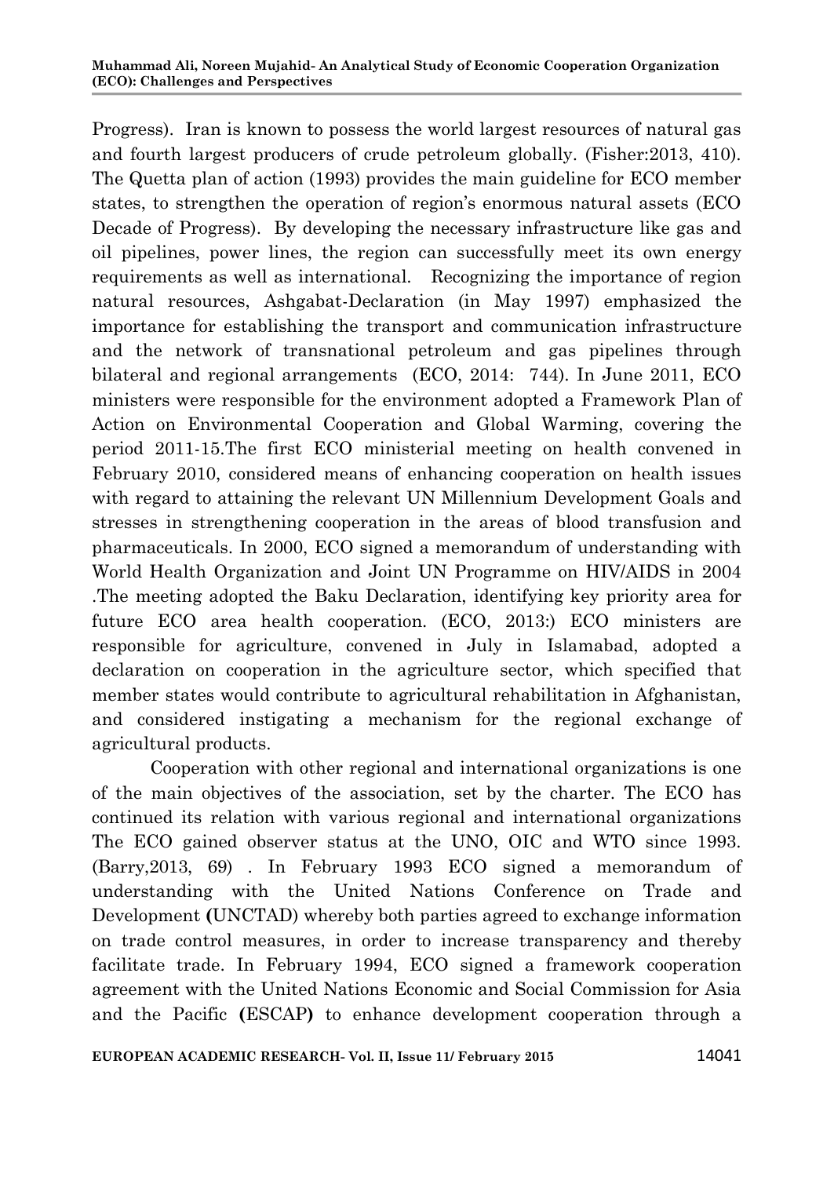Progress). Iran is known to possess the world largest resources of natural gas and fourth largest producers of crude petroleum globally. (Fisher:2013, 410). The Quetta plan of action (1993) provides the main guideline for ECO member states, to strengthen the operation of region's enormous natural assets (ECO Decade of Progress). By developing the necessary infrastructure like gas and oil pipelines, power lines, the region can successfully meet its own energy requirements as well as international. Recognizing the importance of region natural resources, Ashgabat-Declaration (in May 1997) emphasized the importance for establishing the transport and communication infrastructure and the network of transnational petroleum and gas pipelines through bilateral and regional arrangements (ECO, 2014: 744). In June 2011, ECO ministers were responsible for the environment adopted a Framework Plan of Action on Environmental Cooperation and Global Warming, covering the period 2011-15.The first ECO ministerial meeting on health convened in February 2010, considered means of enhancing cooperation on health issues with regard to attaining the relevant UN Millennium Development Goals and stresses in strengthening cooperation in the areas of blood transfusion and pharmaceuticals. In 2000, ECO signed a memorandum of understanding with World Health Organization and Joint UN Programme on HIV/AIDS in 2004 .The meeting adopted the Baku Declaration, identifying key priority area for future ECO area health cooperation. (ECO, 2013:) ECO ministers are responsible for agriculture, convened in July in Islamabad, adopted a declaration on cooperation in the agriculture sector, which specified that member states would contribute to agricultural rehabilitation in Afghanistan, and considered instigating a mechanism for the regional exchange of agricultural products.

Cooperation with other regional and international organizations is one of the main objectives of the association, set by the charter. The ECO has continued its relation with various regional and international organizations The ECO gained observer status at the UNO, OIC and WTO since 1993. (Barry,2013, 69) . In February 1993 ECO signed a memorandum of understanding with the United Nations Conference on Trade and Development **(**UNCTAD) whereby both parties agreed to exchange information on trade control measures, in order to increase transparency and thereby facilitate trade. In February 1994, ECO signed a framework cooperation agreement with the United Nations Economic and Social Commission for Asia and the Pacific **(**ESCAP**)** to enhance development cooperation through a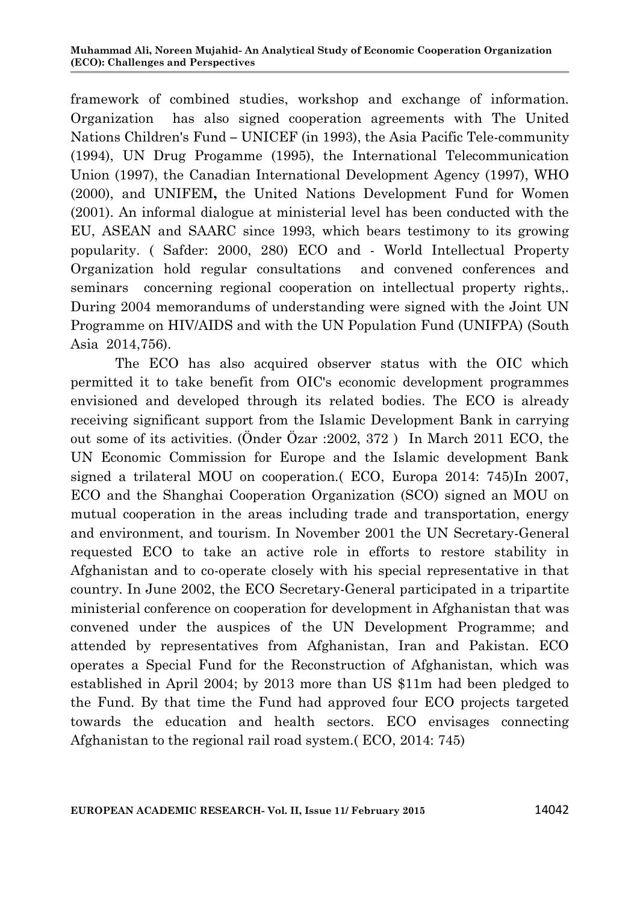framework of combined studies, workshop and exchange of information. Organization has also signed cooperation agreements with The United Nations Children's Fund – UNICEF (in 1993), the Asia Pacific Tele-community (1994), UN Drug Progamme (1995), the International Telecommunication Union (1997), the Canadian International Development Agency (1997), WHO (2000), and UNIFEM**,** the United Nations Development Fund for Women (2001). An informal dialogue at ministerial level has been conducted with the EU, ASEAN and SAARC since 1993, which bears testimony to its growing popularity. ( Safder: 2000, 280) ECO and - World Intellectual Property Organization hold regular consultations and convened conferences and seminars concerning regional cooperation on intellectual property rights,. During 2004 memorandums of understanding were signed with the Joint UN Programme on HIV/AIDS and with the UN Population Fund (UNIFPA) (South Asia 2014,756).

The ECO has also acquired observer status with the OIC which permitted it to take benefit from OIC's economic development programmes envisioned and developed through its related bodies. The ECO is already receiving significant support from the Islamic Development Bank in carrying out some of its activities. (Önder Özar :2002, 372 ) In March 2011 ECO, the UN Economic Commission for Europe and the Islamic development Bank signed a trilateral MOU on cooperation.( ECO, Europa 2014: 745)In 2007, ECO and the Shanghai Cooperation Organization (SCO) signed an MOU on mutual cooperation in the areas including trade and transportation, energy and environment, and tourism. In November 2001 the UN Secretary-General requested ECO to take an active role in efforts to restore stability in Afghanistan and to co-operate closely with his special representative in that country. In June 2002, the ECO Secretary-General participated in a tripartite ministerial conference on cooperation for development in Afghanistan that was convened under the auspices of the UN Development Programme; and attended by representatives from Afghanistan, Iran and Pakistan. ECO operates a Special Fund for the Reconstruction of Afghanistan, which was established in April 2004; by 2013 more than US $11m had been pledged to the Fund. By that time the Fund had approved four ECO projects targeted towards the education and health sectors. ECO envisages connecting Afghanistan to the regional rail road system.( ECO, 2014: 745)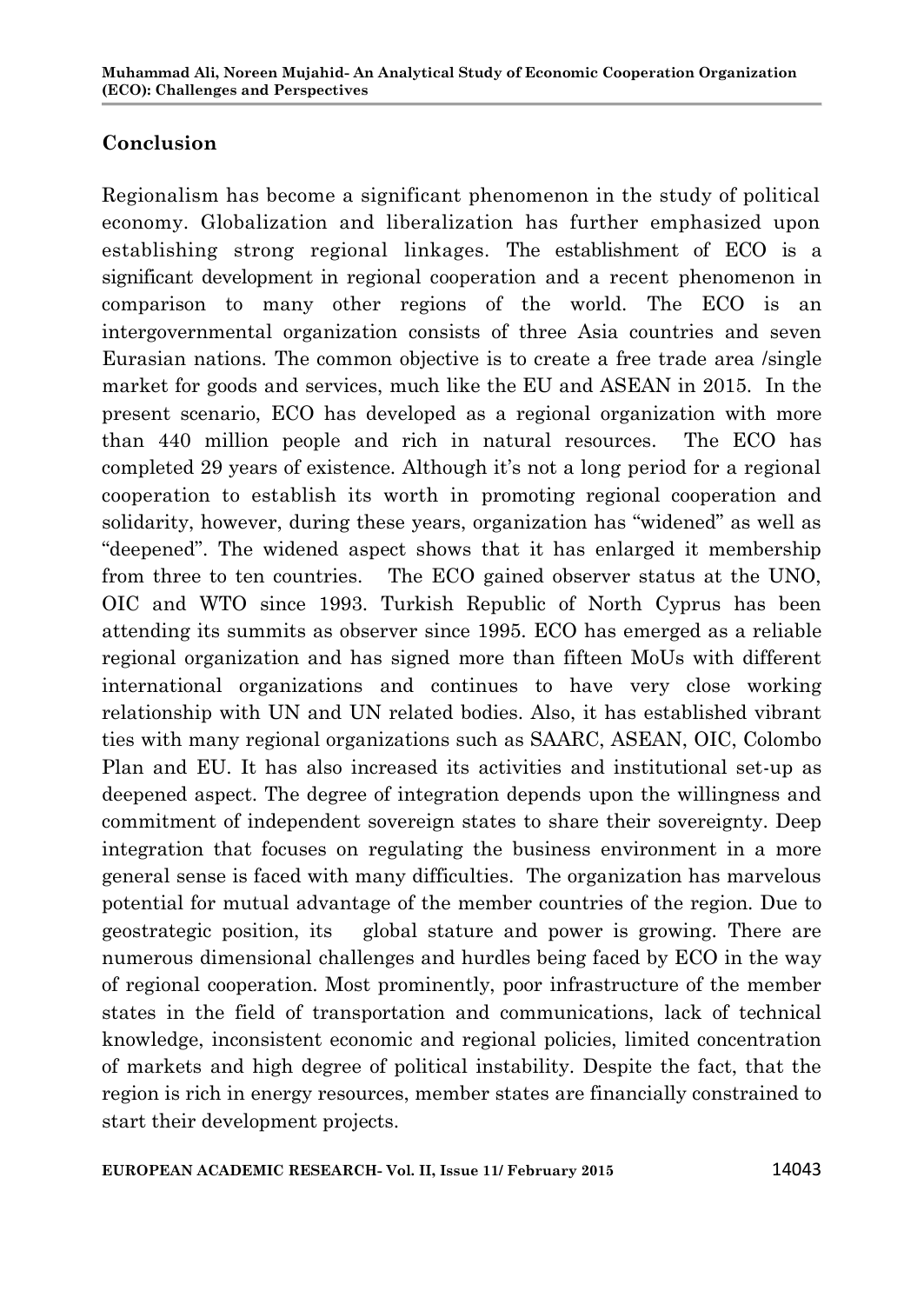## Conclusion

Regionalism has become a significant phenomenon in the study of political economy. Globalization and liberalization has further emphasized upon establishing strong regional linkages. The establishment of ECO is a significant development in regional cooperation and a recent phenomenon in comparison to many other regions of the world. The ECO is an intergovernmental organization consists of three Asia countries and seven Eurasian nations. The common objective is to create a free trade area /single market for goods and services, much like the EU and ASEAN in 2015. In the present scenario, ECO has developed as a regional organization with more than 440 million people and rich in natural resources. The ECO has completed 29 years of existence. Although it's not a long period for a regional cooperation to establish its worth in promoting regional cooperation and solidarity, however, during these years, organization has "widened" as well as "deepened". The widened aspect shows that it has enlarged it membership from three to ten countries. The ECO gained observer status at the UNO, OIC and WTO since 1993. Turkish Republic of North Cyprus has been attending its summits as observer since 1995. ECO has emerged as a reliable regional organization and has signed more than fifteen MoUs with different international organizations and continues to have very close working relationship with UN and UN related bodies. Also, it has established vibrant ties with many regional organizations such as SAARC, ASEAN, OIC, Colombo Plan and EU. It has also increased its activities and institutional set-up as deepened aspect. The degree of integration depends upon the willingness and commitment of independent sovereign states to share their sovereignty. Deep integration that focuses on regulating the business environment in a more general sense is faced with many difficulties. The organization has marvelous potential for mutual advantage of the member countries of the region. Due to geostrategic position, its global stature and power is growing. There are numerous dimensional challenges and hurdles being faced by ECO in the way of regional cooperation. Most prominently, poor infrastructure of the member states in the field of transportation and communications, lack of technical knowledge, inconsistent economic and regional policies, limited concentration of markets and high degree of political instability. Despite the fact, that the region is rich in energy resources, member states are financially constrained to start their development projects.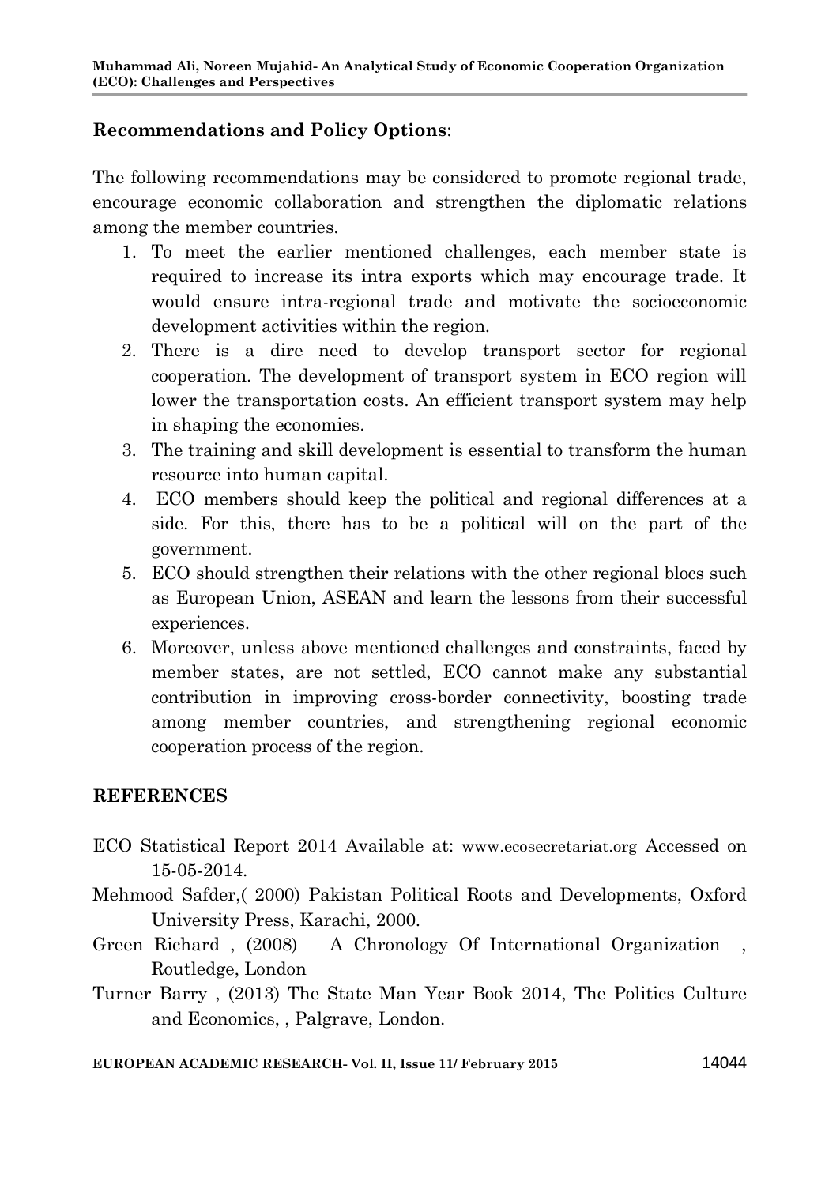**Recommendations and Policy Options**:

The following recommendations may be considered to promote regional trade, encourage economic collaboration and strengthen the diplomatic relations among the member countries.

1. To meet the earlier mentioned challenges, each member state is required to increase its intra exports which may encourage trade. It would ensure intra-regional trade and motivate the socioeconomic development activities within the region.
2. There is a dire need to develop transport sector for regional cooperation. The development of transport system in ECO region will lower the transportation costs. An efficient transport system may help in shaping the economies.
3. The training and skill development is essential to transform the human resource into human capital.
4. ECO members should keep the political and regional differences at a side. For this, there has to be a political will on the part of the government.
5. ECO should strengthen their relations with the other regional blocs such as European Union, ASEAN and learn the lessons from their successful experiences.
6. Moreover, unless above mentioned challenges and constraints, faced by member states, are not settled, ECO cannot make any substantial contribution in improving cross-border connectivity, boosting trade among member countries, and strengthening regional economic cooperation process of the region.

## REFERENCES

ECO Statistical Report 2014 Available at: www.ecosecretariat.org Accessed on 15-05-2014.

Mehmood Safder,( 2000) Pakistan Political Roots and Developments, Oxford University Press, Karachi, 2000.

Green Richard , (2008) A Chronology Of International Organization , Routledge, London

Turner Barry , (2013) The State Man Year Book 2014, The Politics Culture and Economics, , Palgrave, London.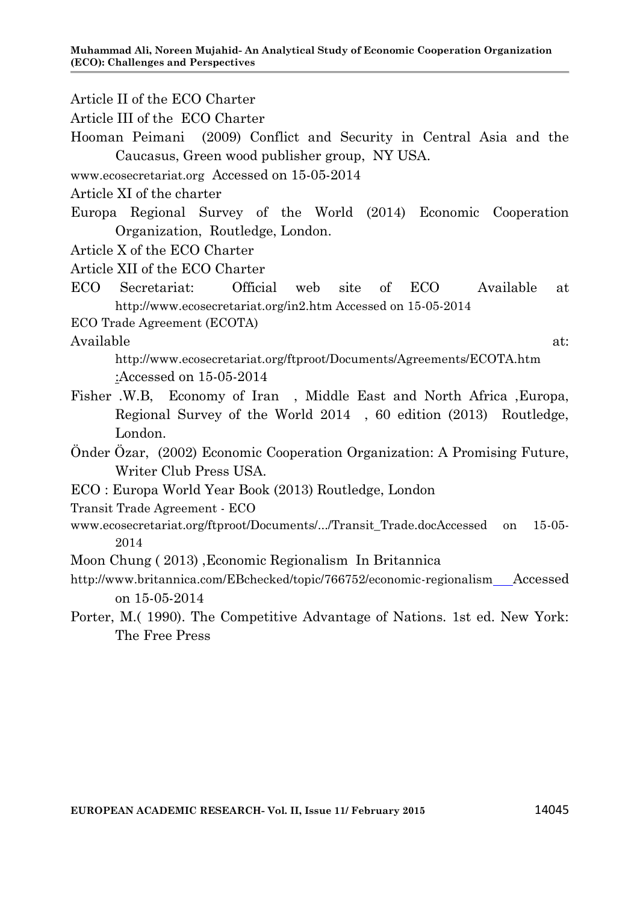Article II of the ECO Charter

Article III of the ECO Charter

Hooman Peimani (2009) Conflict and Security in Central Asia and the Caucasus, Green wood publisher group, NY USA.

www.ecosecretariat.org Accessed on 15-05-2014

Article XI of the charter

Europa Regional Survey of the World (2014) Economic Cooperation Organization, Routledge, London.

Article X of the ECO Charter

Article XII of the ECO Charter

ECO Secretariat: Official web site of ECO Available at http://www.ecosecretariat.org/in2.htm Accessed on 15-05-2014

ECO Trade Agreement (ECOTA)

Available at: http://www.ecosecretariat.org/ftproot/Documents/Agreements/ECOTA.htm :Accessed on 15-05-2014

Fisher .W.B, Economy of Iran , Middle East and North Africa ,Europa, Regional Survey of the World 2014 , 60 edition (2013) Routledge, London.

Önder Özar, (2002) Economic Cooperation Organization: A Promising Future, Writer Club Press USA.

ECO : Europa World Year Book (2013) Routledge, London

Transit Trade Agreement - ECO

www.ecosecretariat.org/ftproot/Documents/.../Transit_Trade.docAccessed on 15-05-2014

Moon Chung ( 2013) ,Economic Regionalism In Britannica

http://www.britannica.com/EBchecked/topic/766752/economic-regionalism Accessed on 15-05-2014

Porter, M.( 1990). The Competitive Advantage of Nations. 1st ed. New York: The Free Press